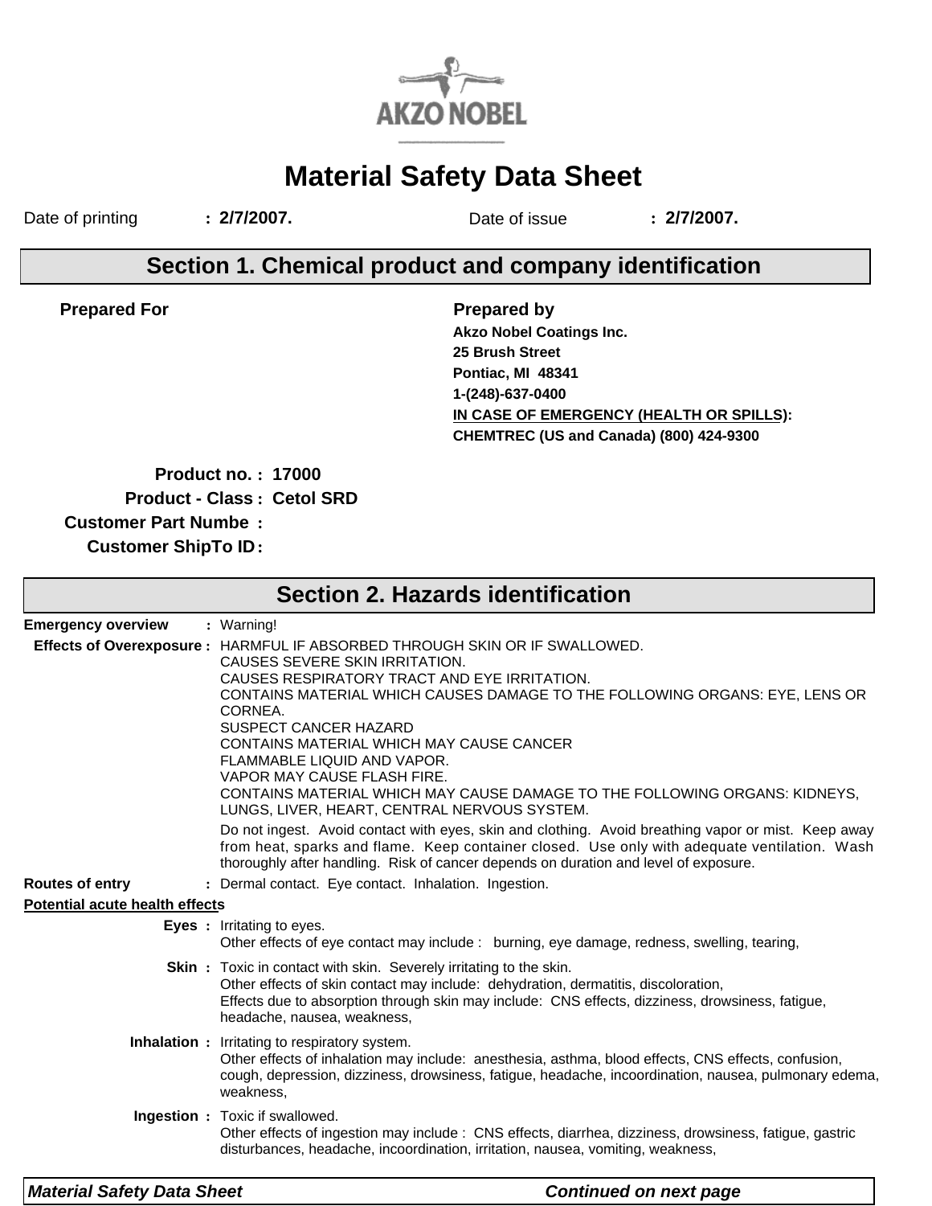AKZO NOBEL

# Material Safety Data Sheet

Date of printing : **2/7/2007.** Date of issue : **2/7/2007.**

## Section 1. Chemical product and company identification

**Prepared For**

**Prepared by**
**Akzo Nobel Coatings Inc.**
**25 Brush Street**
**Pontiac, MI 48341**
**1-(248)-637-0400**
**IN CASE OF EMERGENCY (HEALTH OR SPILLS):**
**CHEMTREC (US and Canada) (800) 424-9300**

**Product no. : 17000**
**Product - Class : Cetol SRD**
**Customer Part Numbe :**
**Customer ShipTo ID :**

## Section 2. Hazards identification

**Emergency overview** : Warning!

**Effects of Overexposure :** HARMFUL IF ABSORBED THROUGH SKIN OR IF SWALLOWED.
CAUSES SEVERE SKIN IRRITATION.
CAUSES RESPIRATORY TRACT AND EYE IRRITATION.
CONTAINS MATERIAL WHICH CAUSES DAMAGE TO THE FOLLOWING ORGANS: EYE, LENS OR CORNEA.
SUSPECT CANCER HAZARD
CONTAINS MATERIAL WHICH MAY CAUSE CANCER
FLAMMABLE LIQUID AND VAPOR.
VAPOR MAY CAUSE FLASH FIRE.
CONTAINS MATERIAL WHICH MAY CAUSE DAMAGE TO THE FOLLOWING ORGANS: KIDNEYS, LUNGS, LIVER, HEART, CENTRAL NERVOUS SYSTEM.

Do not ingest. Avoid contact with eyes, skin and clothing. Avoid breathing vapor or mist. Keep away from heat, sparks and flame. Keep container closed. Use only with adequate ventilation. Wash thoroughly after handling. Risk of cancer depends on duration and level of exposure.

**Routes of entry** : Dermal contact. Eye contact. Inhalation. Ingestion.

**Potential acute health effects**

**Eyes :** Irritating to eyes.
Other effects of eye contact may include : burning, eye damage, redness, swelling, tearing,

**Skin :** Toxic in contact with skin. Severely irritating to the skin.
Other effects of skin contact may include: dehydration, dermatitis, discoloration,
Effects due to absorption through skin may include: CNS effects, dizziness, drowsiness, fatigue, headache, nausea, weakness,

**Inhalation :** Irritating to respiratory system.
Other effects of inhalation may include: anesthesia, asthma, blood effects, CNS effects, confusion, cough, depression, dizziness, drowsiness, fatigue, headache, incoordination, nausea, pulmonary edema, weakness,

**Ingestion :** Toxic if swallowed.
Other effects of ingestion may include : CNS effects, diarrhea, dizziness, drowsiness, fatigue, gastric disturbances, headache, incoordination, irritation, nausea, vomiting, weakness,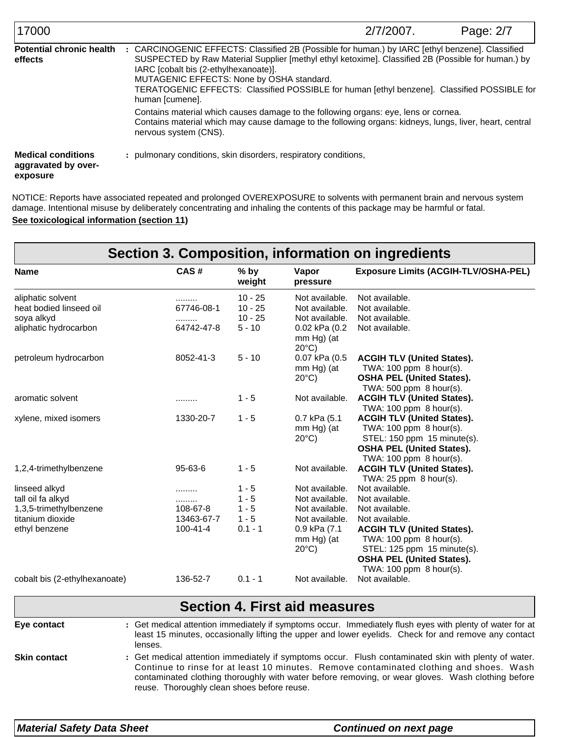**Potential chronic health effects** : CARCINOGENIC EFFECTS: Classified 2B (Possible for human.) by IARC [ethyl benzene]. Classified SUSPECTED by Raw Material Supplier [methyl ethyl ketoxime]. Classified 2B (Possible for human.) by IARC [cobalt bis (2-ethylhexanoate)].
MUTAGENIC EFFECTS: None by OSHA standard.
TERATOGENIC EFFECTS: Classified POSSIBLE for human [ethyl benzene]. Classified POSSIBLE for human [cumene].

Contains material which causes damage to the following organs: eye, lens or cornea.
Contains material which may cause damage to the following organs: kidneys, lungs, liver, heart, central nervous system (CNS).

**Medical conditions aggravated by over-exposure** : pulmonary conditions, skin disorders, respiratory conditions,

NOTICE: Reports have associated repeated and prolonged OVEREXPOSURE to solvents with permanent brain and nervous system damage. Intentional misuse by deliberately concentrating and inhaling the contents of this package may be harmful or fatal.

**See toxicological information (section 11)**

## Section 3. Composition, information on ingredients

| Name | CAS # | % by weight | Vapor pressure | Exposure Limits (ACGIH-TLV/OSHA-PEL) |
|---|---|---|---|---|
| aliphatic solvent | ......... | 10 - 25 | Not available. | Not available. |
| heat bodied linseed oil | 67746-08-1 | 10 - 25 | Not available. | Not available. |
| soya alkyd | ......... | 10 - 25 | Not available. | Not available. |
| aliphatic hydrocarbon | 64742-47-8 | 5 - 10 | 0.02 kPa (0.2 mm Hg) (at 20°C) | Not available. |
| petroleum hydrocarbon | 8052-41-3 | 5 - 10 | 0.07 kPa (0.5 mm Hg) (at 20°C) | **ACGIH TLV (United States).** TWA: 100 ppm 8 hour(s). **OSHA PEL (United States).** TWA: 500 ppm 8 hour(s). |
| aromatic solvent | ......... | 1 - 5 | Not available. | **ACGIH TLV (United States).** TWA: 100 ppm 8 hour(s). |
| xylene, mixed isomers | 1330-20-7 | 1 - 5 | 0.7 kPa (5.1 mm Hg) (at 20°C) | **ACGIH TLV (United States).** TWA: 100 ppm 8 hour(s). STEL: 150 ppm 15 minute(s). **OSHA PEL (United States).** TWA: 100 ppm 8 hour(s). |
| 1,2,4-trimethylbenzene | 95-63-6 | 1 - 5 | Not available. | **ACGIH TLV (United States).** TWA: 25 ppm 8 hour(s). |
| linseed alkyd | ......... | 1 - 5 | Not available. | Not available. |
| tall oil fa alkyd | ......... | 1 - 5 | Not available. | Not available. |
| 1,3,5-trimethylbenzene | 108-67-8 | 1 - 5 | Not available. | Not available. |
| titanium dioxide | 13463-67-7 | 1 - 5 | Not available. | Not available. |
| ethyl benzene | 100-41-4 | 0.1 - 1 | 0.9 kPa (7.1 mm Hg) (at 20°C) | **ACGIH TLV (United States).** TWA: 100 ppm 8 hour(s). STEL: 125 ppm 15 minute(s). **OSHA PEL (United States).** TWA: 100 ppm 8 hour(s). |
| cobalt bis (2-ethylhexanoate) | 136-52-7 | 0.1 - 1 | Not available. | Not available. |

## Section 4. First aid measures

**Eye contact** : Get medical attention immediately if symptoms occur. Immediately flush eyes with plenty of water for at least 15 minutes, occasionally lifting the upper and lower eyelids. Check for and remove any contact lenses.

**Skin contact** : Get medical attention immediately if symptoms occur. Flush contaminated skin with plenty of water. Continue to rinse for at least 10 minutes. Remove contaminated clothing and shoes. Wash contaminated clothing thoroughly with water before removing, or wear gloves. Wash clothing before reuse. Thoroughly clean shoes before reuse.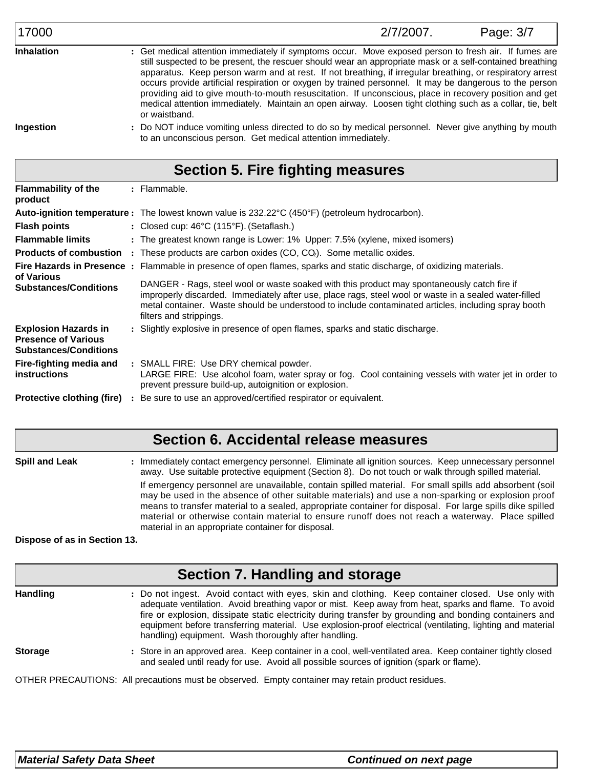**Inhalation** : Get medical attention immediately if symptoms occur. Move exposed person to fresh air. If fumes are still suspected to be present, the rescuer should wear an appropriate mask or a self-contained breathing apparatus. Keep person warm and at rest. If not breathing, if irregular breathing, or respiratory arrest occurs provide artificial respiration or oxygen by trained personnel. It may be dangerous to the person providing aid to give mouth-to-mouth resuscitation. If unconscious, place in recovery position and get medical attention immediately. Maintain an open airway. Loosen tight clothing such as a collar, tie, belt or waistband.

**Ingestion** : Do NOT induce vomiting unless directed to do so by medical personnel. Never give anything by mouth to an unconscious person. Get medical attention immediately.

## Section 5. Fire fighting measures

**Flammability of the product** : Flammable.

**Auto-ignition temperature** : The lowest known value is 232.22°C (450°F) (petroleum hydrocarbon).

**Flash points** : Closed cup: 46°C (115°F). (Setaflash.)

**Flammable limits** : The greatest known range is Lower: 1% Upper: 7.5% (xylene, mixed isomers)

**Products of combustion** : These products are carbon oxides (CO, $CO_2$). Some metallic oxides.

**Fire Hazards in Presence of Various Substances/Conditions** : Flammable in presence of open flames, sparks and static discharge, of oxidizing materials.

DANGER - Rags, steel wool or waste soaked with this product may spontaneously catch fire if improperly discarded. Immediately after use, place rags, steel wool or waste in a sealed water-filled metal container. Waste should be understood to include contaminated articles, including spray booth filters and strippings.

**Explosion Hazards in Presence of Various Substances/Conditions** : Slightly explosive in presence of open flames, sparks and static discharge.

**Fire-fighting media and instructions** : SMALL FIRE: Use DRY chemical powder.
LARGE FIRE: Use alcohol foam, water spray or fog. Cool containing vessels with water jet in order to prevent pressure build-up, autoignition or explosion.

**Protective clothing (fire)** : Be sure to use an approved/certified respirator or equivalent.

## Section 6. Accidental release measures

**Spill and Leak** : Immediately contact emergency personnel. Eliminate all ignition sources. Keep unnecessary personnel away. Use suitable protective equipment (Section 8). Do not touch or walk through spilled material.

If emergency personnel are unavailable, contain spilled material. For small spills add absorbent (soil may be used in the absence of other suitable materials) and use a non-sparking or explosion proof means to transfer material to a sealed, appropriate container for disposal. For large spills dike spilled material or otherwise contain material to ensure runoff does not reach a waterway. Place spilled material in an appropriate container for disposal.

**Dispose of as in Section 13.**

## Section 7. Handling and storage

**Handling** : Do not ingest. Avoid contact with eyes, skin and clothing. Keep container closed. Use only with adequate ventilation. Avoid breathing vapor or mist. Keep away from heat, sparks and flame. To avoid fire or explosion, dissipate static electricity during transfer by grounding and bonding containers and equipment before transferring material. Use explosion-proof electrical (ventilating, lighting and material handling) equipment. Wash thoroughly after handling.

**Storage** : Store in an approved area. Keep container in a cool, well-ventilated area. Keep container tightly closed and sealed until ready for use. Avoid all possible sources of ignition (spark or flame).

OTHER PRECAUTIONS: All precautions must be observed. Empty container may retain product residues.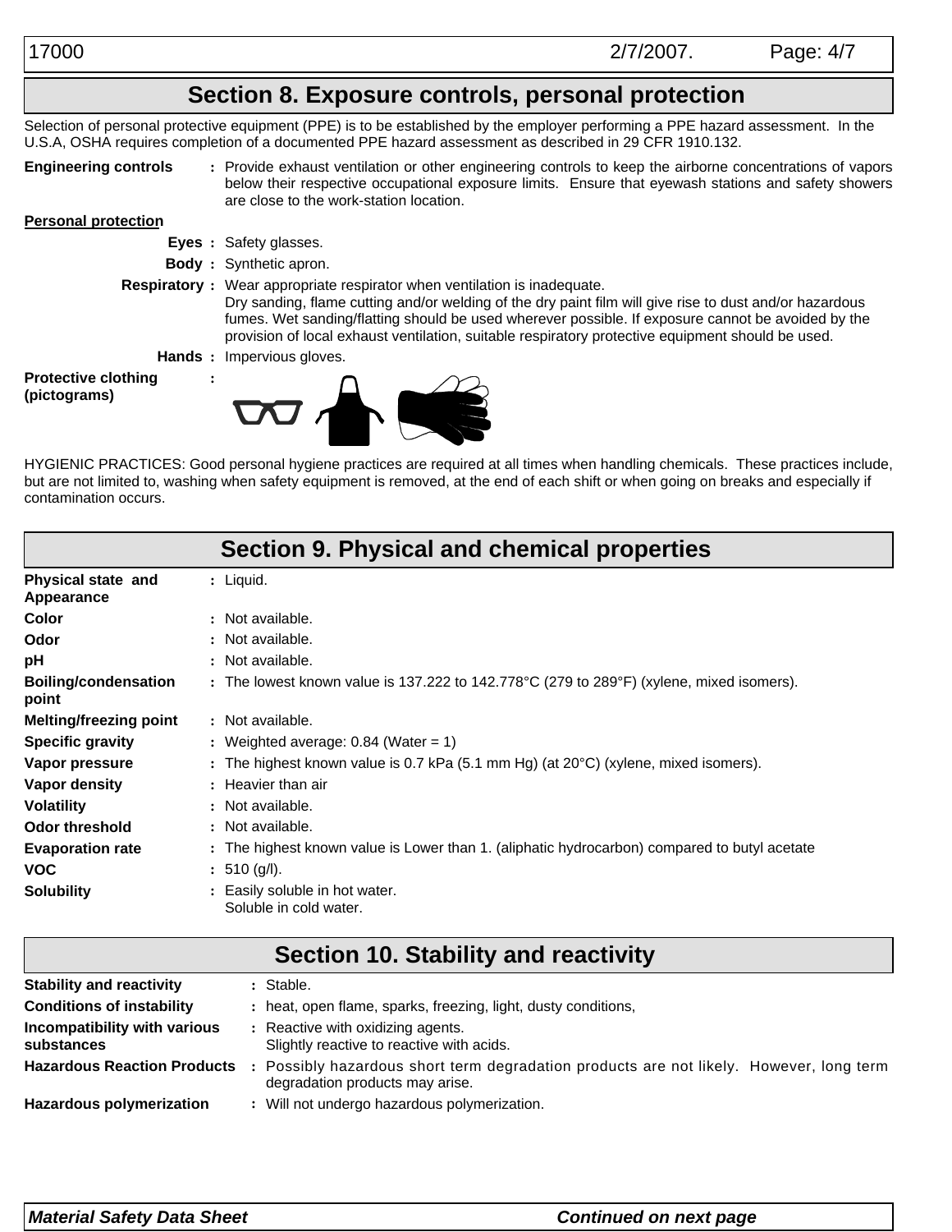## Section 8. Exposure controls, personal protection

Selection of personal protective equipment (PPE) is to be established by the employer performing a PPE hazard assessment. In the U.S.A, OSHA requires completion of a documented PPE hazard assessment as described in 29 CFR 1910.132.

**Engineering controls** : Provide exhaust ventilation or other engineering controls to keep the airborne concentrations of vapors below their respective occupational exposure limits. Ensure that eyewash stations and safety showers are close to the work-station location.

**Personal protection**

**Eyes** : Safety glasses.

**Body** : Synthetic apron.

**Respiratory** : Wear appropriate respirator when ventilation is inadequate.
Dry sanding, flame cutting and/or welding of the dry paint film will give rise to dust and/or hazardous fumes. Wet sanding/flatting should be used wherever possible. If exposure cannot be avoided by the provision of local exhaust ventilation, suitable respiratory protective equipment should be used.

**Hands** : Impervious gloves.

**Protective clothing (pictograms)** :

HYGIENIC PRACTICES: Good personal hygiene practices are required at all times when handling chemicals. These practices include, but are not limited to, washing when safety equipment is removed, at the end of each shift or when going on breaks and especially if contamination occurs.

## Section 9. Physical and chemical properties

| | |
|---|---|
| **Physical state and Appearance** | : Liquid. |
| **Color** | : Not available. |
| **Odor** | : Not available. |
| **pH** | : Not available. |
| **Boiling/condensation point** | : The lowest known value is 137.222 to 142.778°C (279 to 289°F) (xylene, mixed isomers). |
| **Melting/freezing point** | : Not available. |
| **Specific gravity** | : Weighted average: 0.84 (Water = 1) |
| **Vapor pressure** | : The highest known value is 0.7 kPa (5.1 mm Hg) (at 20°C) (xylene, mixed isomers). |
| **Vapor density** | : Heavier than air |
| **Volatility** | : Not available. |
| **Odor threshold** | : Not available. |
| **Evaporation rate** | : The highest known value is Lower than 1. (aliphatic hydrocarbon) compared to butyl acetate |
| **VOC** | : 510 (g/l). |
| **Solubility** | : Easily soluble in hot water. Soluble in cold water. |

## Section 10. Stability and reactivity

| | |
|---|---|
| **Stability and reactivity** | : Stable. |
| **Conditions of instability** | : heat, open flame, sparks, freezing, light, dusty conditions, |
| **Incompatibility with various substances** | : Reactive with oxidizing agents. Slightly reactive to reactive with acids. |
| **Hazardous Reaction Products** | : Possibly hazardous short term degradation products are not likely. However, long term degradation products may arise. |
| **Hazardous polymerization** | : Will not undergo hazardous polymerization. |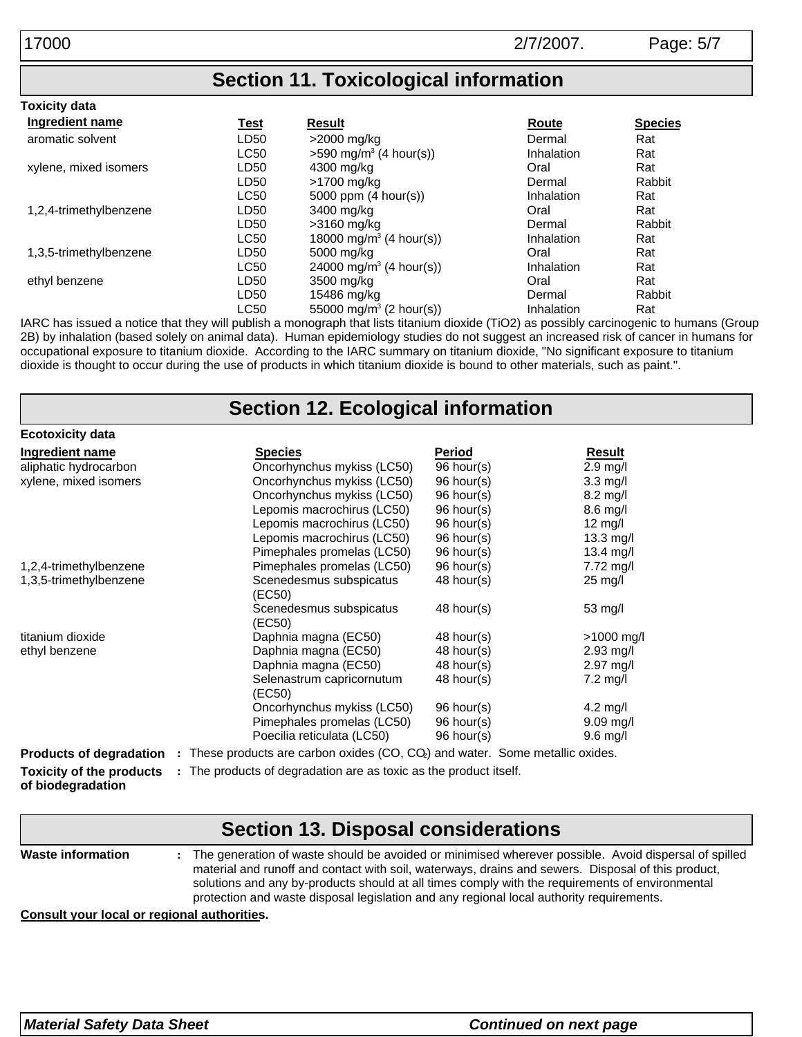## Section 11. Toxicological information

**Toxicity data**

| Ingredient name | Test | Result | Route | Species |
|---|---|---|---|---|
| aromatic solvent | LD50 | >2000 mg/kg | Dermal | Rat |
| | LC50 | >590 $mg/m^3$ (4 hour(s)) | Inhalation | Rat |
| xylene, mixed isomers | LD50 | 4300 mg/kg | Oral | Rat |
| | LD50 | >1700 mg/kg | Dermal | Rabbit |
| | LC50 | 5000 ppm (4 hour(s)) | Inhalation | Rat |
| 1,2,4-trimethylbenzene | LD50 | 3400 mg/kg | Oral | Rat |
| | LD50 | >3160 mg/kg | Dermal | Rabbit |
| | LC50 | 18000 $mg/m^3$ (4 hour(s)) | Inhalation | Rat |
| 1,3,5-trimethylbenzene | LD50 | 5000 mg/kg | Oral | Rat |
| | LC50 | 24000 $mg/m^3$ (4 hour(s)) | Inhalation | Rat |
| ethyl benzene | LD50 | 3500 mg/kg | Oral | Rat |
| | LD50 | 15486 mg/kg | Dermal | Rabbit |
| | LC50 | 55000 $mg/m^3$ (2 hour(s)) | Inhalation | Rat |

IARC has issued a notice that they will publish a monograph that lists titanium dioxide (TiO2) as possibly carcinogenic to humans (Group 2B) by inhalation (based solely on animal data). Human epidemiology studies do not suggest an increased risk of cancer in humans for occupational exposure to titanium dioxide. According to the IARC summary on titanium dioxide, "No significant exposure to titanium dioxide is thought to occur during the use of products in which titanium dioxide is bound to other materials, such as paint.".

## Section 12. Ecological information

**Ecotoxicity data**

| Ingredient name | Species | Period | Result |
|---|---|---|---|
| aliphatic hydrocarbon | Oncorhynchus mykiss (LC50) | 96 hour(s) | 2.9 mg/l |
| xylene, mixed isomers | Oncorhynchus mykiss (LC50) | 96 hour(s) | 3.3 mg/l |
| | Oncorhynchus mykiss (LC50) | 96 hour(s) | 8.2 mg/l |
| | Lepomis macrochirus (LC50) | 96 hour(s) | 8.6 mg/l |
| | Lepomis macrochirus (LC50) | 96 hour(s) | 12 mg/l |
| | Lepomis macrochirus (LC50) | 96 hour(s) | 13.3 mg/l |
| | Pimephales promelas (LC50) | 96 hour(s) | 13.4 mg/l |
| 1,2,4-trimethylbenzene | Pimephales promelas (LC50) | 96 hour(s) | 7.72 mg/l |
| 1,3,5-trimethylbenzene | Scenedesmus subspicatus (EC50) | 48 hour(s) | 25 mg/l |
| | Scenedesmus subspicatus (EC50) | 48 hour(s) | 53 mg/l |
| titanium dioxide | Daphnia magna (EC50) | 48 hour(s) | >1000 mg/l |
| ethyl benzene | Daphnia magna (EC50) | 48 hour(s) | 2.93 mg/l |
| | Daphnia magna (EC50) | 48 hour(s) | 2.97 mg/l |
| | Selenastrum capricornutum (EC50) | 48 hour(s) | 7.2 mg/l |
| | Oncorhynchus mykiss (LC50) | 96 hour(s) | 4.2 mg/l |
| | Pimephales promelas (LC50) | 96 hour(s) | 9.09 mg/l |
| | Poecilia reticulata (LC50) | 96 hour(s) | 9.6 mg/l |

**Products of degradation** : These products are carbon oxides (CO, $CO_2$) and water. Some metallic oxides.

**Toxicity of the products of biodegradation** : The products of degradation are as toxic as the product itself.

## Section 13. Disposal considerations

**Waste information** : The generation of waste should be avoided or minimised wherever possible. Avoid dispersal of spilled material and runoff and contact with soil, waterways, drains and sewers. Disposal of this product, solutions and any by-products should at all times comply with the requirements of environmental protection and waste disposal legislation and any regional local authority requirements.

**Consult your local or regional authorities.**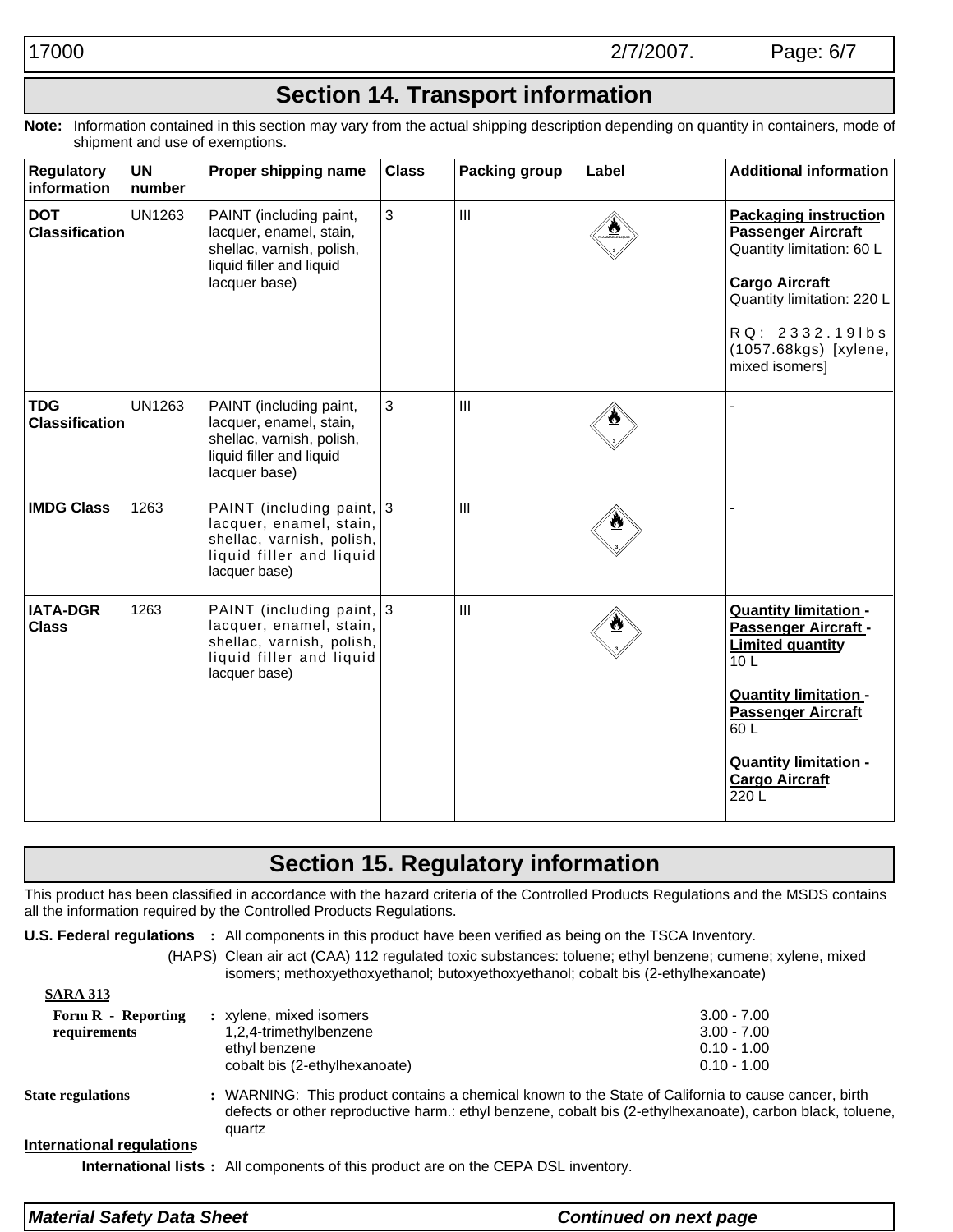## Section 14. Transport information

**Note:** Information contained in this section may vary from the actual shipping description depending on quantity in containers, mode of shipment and use of exemptions.

| Regulatory information | UN number | Proper shipping name | Class | Packing group | Label | Additional information |
|---|---|---|---|---|---|---|
| **DOT Classification** | UN1263 | PAINT (including paint, lacquer, enamel, stain, shellac, varnish, polish, liquid filler and liquid lacquer base) | 3 | III | FLAMMABLE LIQUID 3 | **Packaging instruction** **Passenger Aircraft** Quantity limitation: 60 L<br><br>**Cargo Aircraft** Quantity limitation: 220 L<br><br>RQ: 2332.19lbs (1057.68kgs) [xylene, mixed isomers] |
| **TDG Classification** | UN1263 | PAINT (including paint, lacquer, enamel, stain, shellac, varnish, polish, liquid filler and liquid lacquer base) | 3 | III | 3 | - |
| **IMDG Class** | 1263 | PAINT (including paint, lacquer, enamel, stain, shellac, varnish, polish, liquid filler and liquid lacquer base) | 3 | III | 3 | - |
| **IATA-DGR Class** | 1263 | PAINT (including paint, lacquer, enamel, stain, shellac, varnish, polish, liquid filler and liquid lacquer base) | 3 | III | 3 | **Quantity limitation - Passenger Aircraft - Limited quantity** 10 L<br><br>**Quantity limitation - Passenger Aircraft** 60 L<br><br>**Quantity limitation - Cargo Aircraft** 220 L |

## Section 15. Regulatory information

This product has been classified in accordance with the hazard criteria of the Controlled Products Regulations and the MSDS contains all the information required by the Controlled Products Regulations.

**U.S. Federal regulations** : All components in this product have been verified as being on the TSCA Inventory.

(HAPS) Clean air act (CAA) 112 regulated toxic substances: toluene; ethyl benzene; cumene; xylene, mixed isomers; methoxyethoxyethanol; butoxyethoxyethanol; cobalt bis (2-ethylhexanoate)

**SARA 313**

**Form R - Reporting requirements** :

| | |
|---|---|
| xylene, mixed isomers | 3.00 - 7.00 |
| 1,2,4-trimethylbenzene | 3.00 - 7.00 |
| ethyl benzene | 0.10 - 1.00 |
| cobalt bis (2-ethylhexanoate) | 0.10 - 1.00 |

**State regulations** : WARNING: This product contains a chemical known to the State of California to cause cancer, birth defects or other reproductive harm.: ethyl benzene, cobalt bis (2-ethylhexanoate), carbon black, toluene, quartz

**International regulations**

**International lists** : All components of this product are on the CEPA DSL inventory.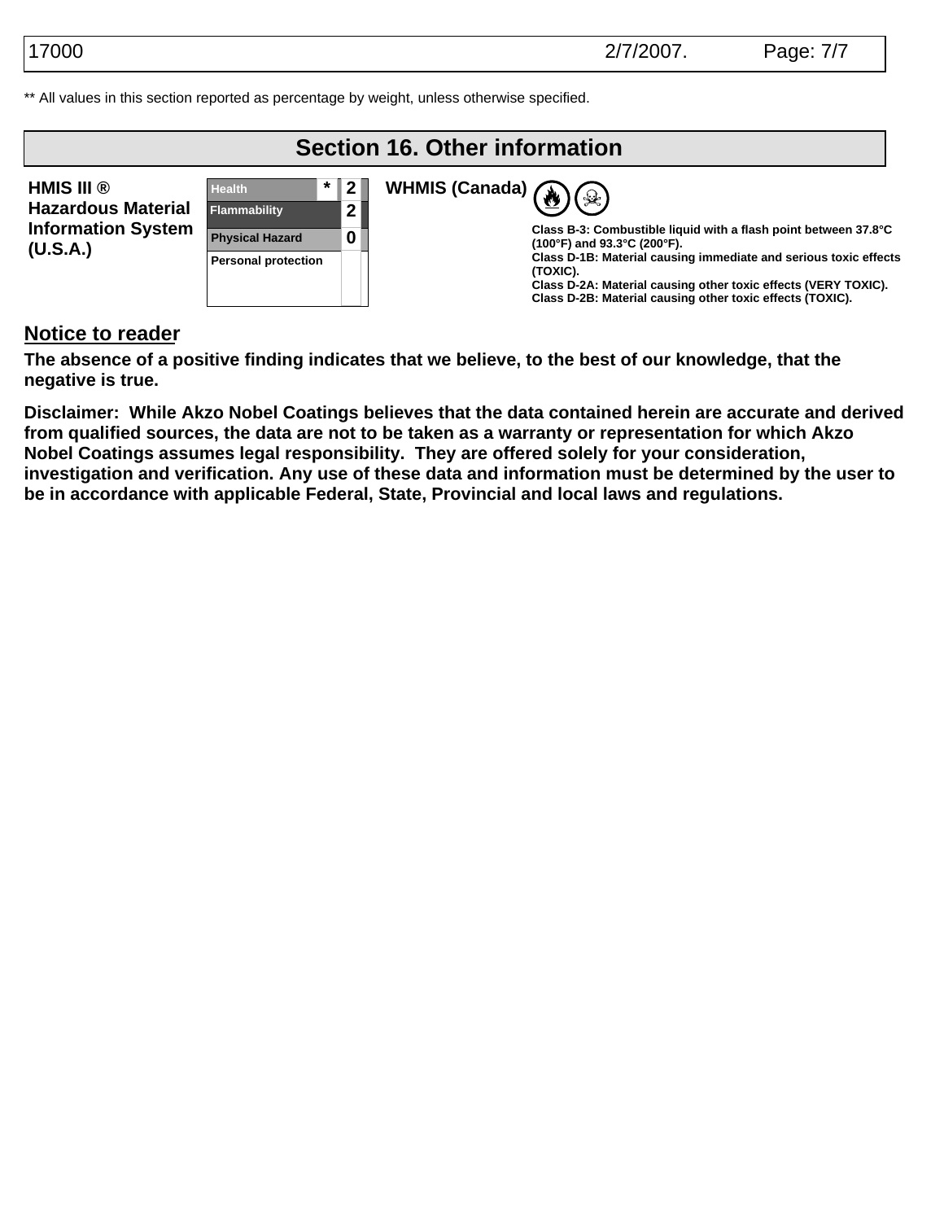** All values in this section reported as percentage by weight, unless otherwise specified.

## Section 16. Other information

**HMIS III ® Hazardous Material Information System (U.S.A.)**

| | | |
|---|---|---|
| Health | * | 2 |
| Flammability | | 2 |
| Physical Hazard | | 0 |
| Personal protection | | |

**WHMIS (Canada)**

**Class B-3: Combustible liquid with a flash point between 37.8°C (100°F) and 93.3°C (200°F).**
**Class D-1B: Material causing immediate and serious toxic effects (TOXIC).**
**Class D-2A: Material causing other toxic effects (VERY TOXIC).**
**Class D-2B: Material causing other toxic effects (TOXIC).**

### Notice to reader

**The absence of a positive finding indicates that we believe, to the best of our knowledge, that the negative is true.**

**Disclaimer: While Akzo Nobel Coatings believes that the data contained herein are accurate and derived from qualified sources, the data are not to be taken as a warranty or representation for which Akzo Nobel Coatings assumes legal responsibility. They are offered solely for your consideration, investigation and verification. Any use of these data and information must be determined by the user to be in accordance with applicable Federal, State, Provincial and local laws and regulations.**